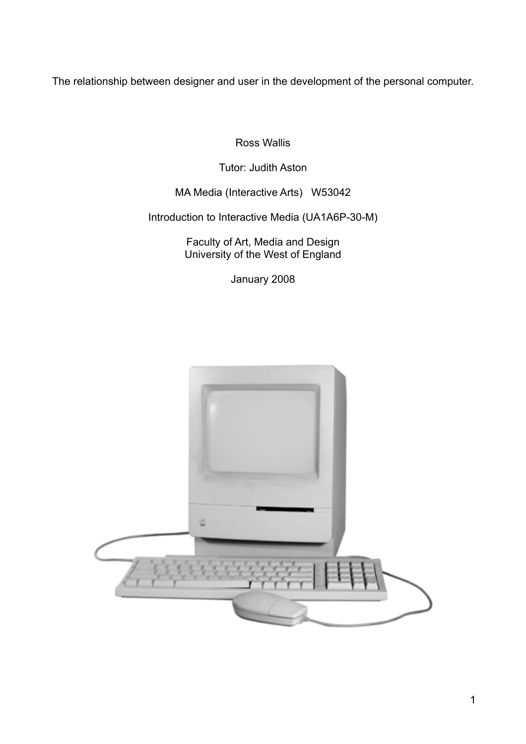# The relationship between designer and user in the development of the personal computer.

Ross Wallis

Tutor: Judith Aston

MA Media (Interactive Arts) W53042

Introduction to Interactive Media (UA1A6P-30-M)

Faculty of Art, Media and Design
University of the West of England

January 2008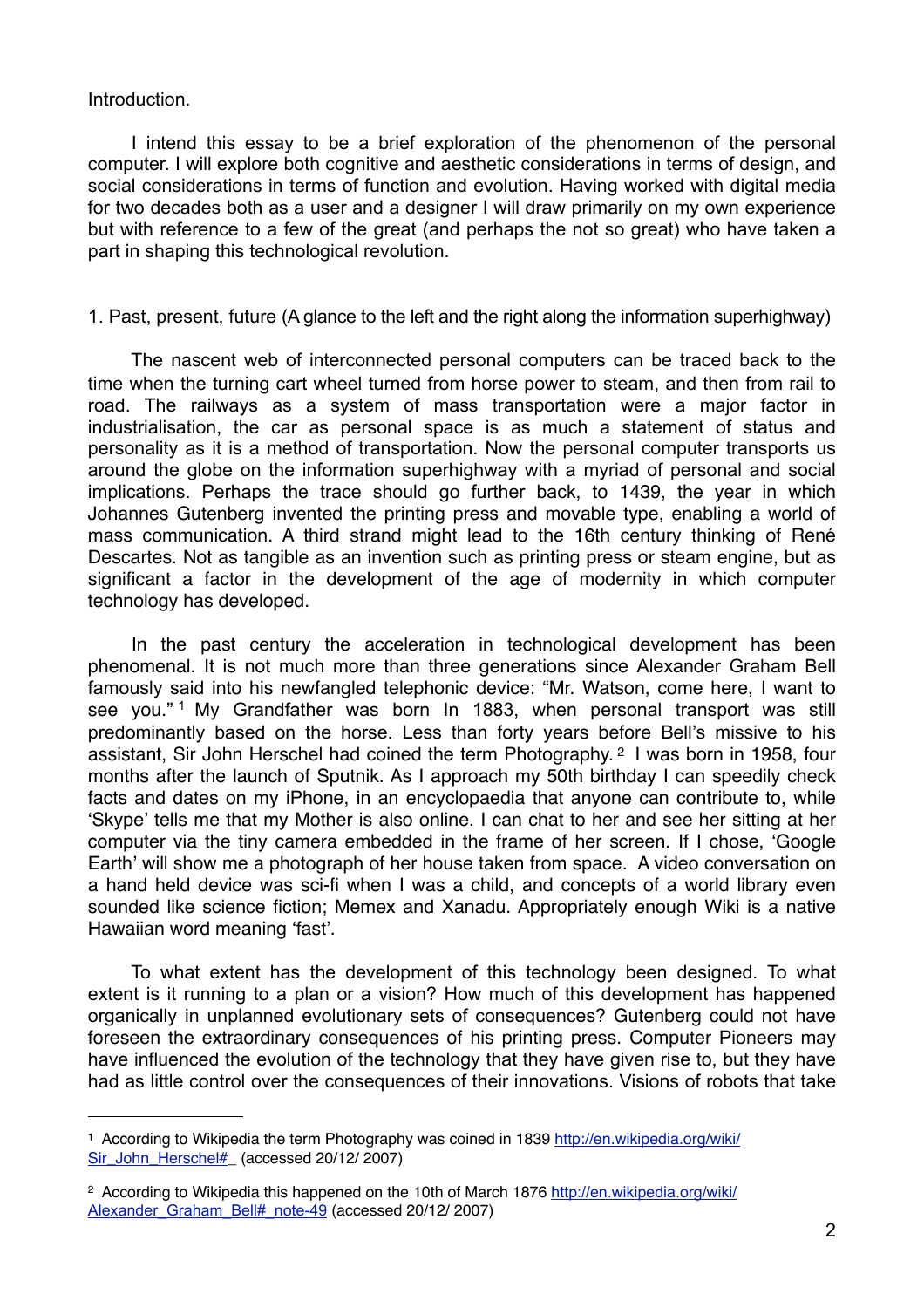Introduction.

I intend this essay to be a brief exploration of the phenomenon of the personal computer. I will explore both cognitive and aesthetic considerations in terms of design, and social considerations in terms of function and evolution. Having worked with digital media for two decades both as a user and a designer I will draw primarily on my own experience but with reference to a few of the great (and perhaps the not so great) who have taken a part in shaping this technological revolution.

1. Past, present, future (A glance to the left and the right along the information superhighway)

The nascent web of interconnected personal computers can be traced back to the time when the turning cart wheel turned from horse power to steam, and then from rail to road. The railways as a system of mass transportation were a major factor in industrialisation, the car as personal space is as much a statement of status and personality as it is a method of transportation. Now the personal computer transports us around the globe on the information superhighway with a myriad of personal and social implications. Perhaps the trace should go further back, to 1439, the year in which Johannes Gutenberg invented the printing press and movable type, enabling a world of mass communication. A third strand might lead to the 16th century thinking of René Descartes. Not as tangible as an invention such as printing press or steam engine, but as significant a factor in the development of the age of modernity in which computer technology has developed.

In the past century the acceleration in technological development has been phenomenal. It is not much more than three generations since Alexander Graham Bell famously said into his newfangled telephonic device: "Mr. Watson, come here, I want to see you." [1] My Grandfather was born In 1883, when personal transport was still predominantly based on the horse. Less than forty years before Bell's missive to his assistant, Sir John Herschel had coined the term Photography. [2] I was born in 1958, four months after the launch of Sputnik. As I approach my 50th birthday I can speedily check facts and dates on my iPhone, in an encyclopaedia that anyone can contribute to, while 'Skype' tells me that my Mother is also online. I can chat to her and see her sitting at her computer via the tiny camera embedded in the frame of her screen. If I chose, 'Google Earth' will show me a photograph of her house taken from space. A video conversation on a hand held device was sci-fi when I was a child, and concepts of a world library even sounded like science fiction; Memex and Xanadu. Appropriately enough Wiki is a native Hawaiian word meaning 'fast'.

To what extent has the development of this technology been designed. To what extent is it running to a plan or a vision? How much of this development has happened organically in unplanned evolutionary sets of consequences? Gutenberg could not have foreseen the extraordinary consequences of his printing press. Computer Pioneers may have influenced the evolution of the technology that they have given rise to, but they have had as little control over the consequences of their innovations. Visions of robots that take

---

[1] According to Wikipedia the term Photography was coined in 1839 http://en.wikipedia.org/wiki/Sir_John_Herschel#_ (accessed 20/12/ 2007)

[2] According to Wikipedia this happened on the 10th of March 1876 http://en.wikipedia.org/wiki/Alexander_Graham_Bell#_note-49 (accessed 20/12/ 2007)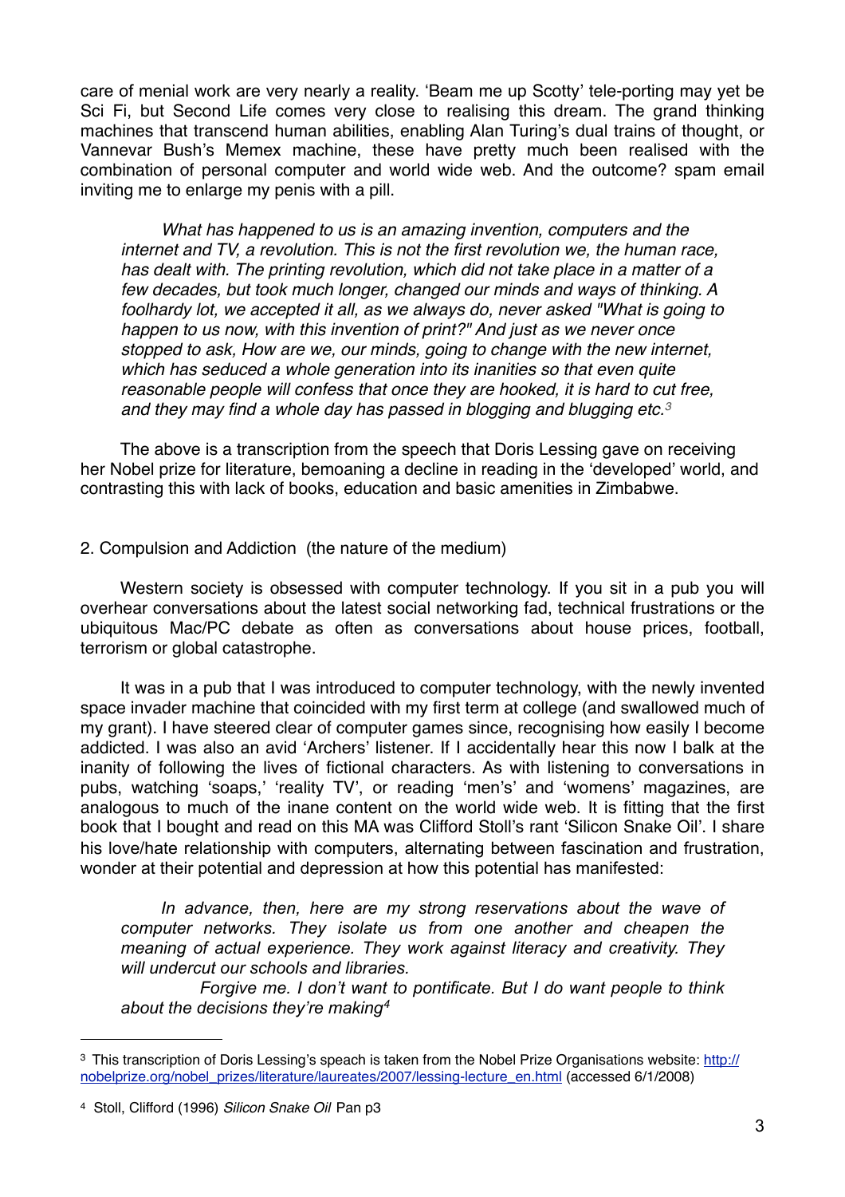care of menial work are very nearly a reality. 'Beam me up Scotty' tele-porting may yet be Sci Fi, but Second Life comes very close to realising this dream. The grand thinking machines that transcend human abilities, enabling Alan Turing's dual trains of thought, or Vannevar Bush's Memex machine, these have pretty much been realised with the combination of personal computer and world wide web. And the outcome? spam email inviting me to enlarge my penis with a pill.

> *What has happened to us is an amazing invention, computers and the internet and TV, a revolution. This is not the first revolution we, the human race, has dealt with. The printing revolution, which did not take place in a matter of a few decades, but took much longer, changed our minds and ways of thinking. A foolhardy lot, we accepted it all, as we always do, never asked "What is going to happen to us now, with this invention of print?" And just as we never once stopped to ask, How are we, our minds, going to change with the new internet, which has seduced a whole generation into its inanities so that even quite reasonable people will confess that once they are hooked, it is hard to cut free, and they may find a whole day has passed in blogging and blugging etc.*[3]

The above is a transcription from the speech that Doris Lessing gave on receiving her Nobel prize for literature, bemoaning a decline in reading in the 'developed' world, and contrasting this with lack of books, education and basic amenities in Zimbabwe.

## 2. Compulsion and Addiction (the nature of the medium)

Western society is obsessed with computer technology. If you sit in a pub you will overhear conversations about the latest social networking fad, technical frustrations or the ubiquitous Mac/PC debate as often as conversations about house prices, football, terrorism or global catastrophe.

It was in a pub that I was introduced to computer technology, with the newly invented space invader machine that coincided with my first term at college (and swallowed much of my grant). I have steered clear of computer games since, recognising how easily I become addicted. I was also an avid 'Archers' listener. If I accidentally hear this now I balk at the inanity of following the lives of fictional characters. As with listening to conversations in pubs, watching 'soaps,' 'reality TV', or reading 'men's' and 'womens' magazines, are analogous to much of the inane content on the world wide web. It is fitting that the first book that I bought and read on this MA was Clifford Stoll's rant 'Silicon Snake Oil'. I share his love/hate relationship with computers, alternating between fascination and frustration, wonder at their potential and depression at how this potential has manifested:

> *In advance, then, here are my strong reservations about the wave of computer networks. They isolate us from one another and cheapen the meaning of actual experience. They work against literacy and creativity. They will undercut our schools and libraries.*
>
> *Forgive me. I don't want to pontificate. But I do want people to think about the decisions they're making*[4]

---

[3] This transcription of Doris Lessing's speach is taken from the Nobel Prize Organisations website: http://nobelprize.org/nobel_prizes/literature/laureates/2007/lessing-lecture_en.html (accessed 6/1/2008)

[4] Stoll, Clifford (1996) *Silicon Snake Oil* Pan p3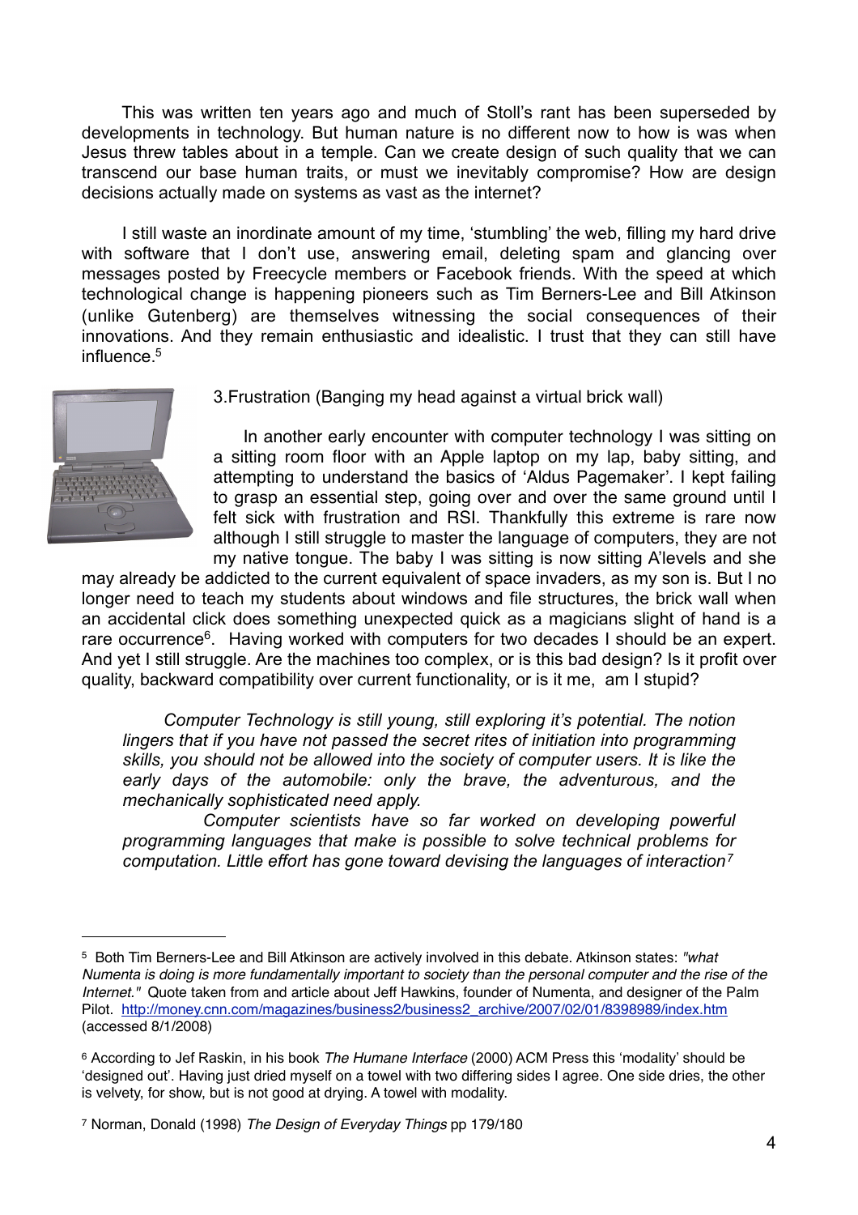This was written ten years ago and much of Stoll's rant has been superseded by developments in technology. But human nature is no different now to how is was when Jesus threw tables about in a temple. Can we create design of such quality that we can transcend our base human traits, or must we inevitably compromise? How are design decisions actually made on systems as vast as the internet?

I still waste an inordinate amount of my time, 'stumbling' the web, filling my hard drive with software that I don't use, answering email, deleting spam and glancing over messages posted by Freecycle members or Facebook friends. With the speed at which technological change is happening pioneers such as Tim Berners-Lee and Bill Atkinson (unlike Gutenberg) are themselves witnessing the social consequences of their innovations. And they remain enthusiastic and idealistic. I trust that they can still have influence.[5]

3.Frustration (Banging my head against a virtual brick wall)

In another early encounter with computer technology I was sitting on a sitting room floor with an Apple laptop on my lap, baby sitting, and attempting to understand the basics of 'Aldus Pagemaker'. I kept failing to grasp an essential step, going over and over the same ground until I felt sick with frustration and RSI. Thankfully this extreme is rare now although I still struggle to master the language of computers, they are not my native tongue. The baby I was sitting is now sitting A'levels and she may already be addicted to the current equivalent of space invaders, as my son is. But I no longer need to teach my students about windows and file structures, the brick wall when an accidental click does something unexpected quick as a magicians slight of hand is a rare occurrence[6]. Having worked with computers for two decades I should be an expert. And yet I still struggle. Are the machines too complex, or is this bad design? Is it profit over quality, backward compatibility over current functionality, or is it me, am I stupid?

> *Computer Technology is still young, still exploring it's potential. The notion lingers that if you have not passed the secret rites of initiation into programming skills, you should not be allowed into the society of computer users. It is like the early days of the automobile: only the brave, the adventurous, and the mechanically sophisticated need apply.*
>
> *Computer scientists have so far worked on developing powerful programming languages that make is possible to solve technical problems for computation. Little effort has gone toward devising the languages of interaction*[7]

---

[5] Both Tim Berners-Lee and Bill Atkinson are actively involved in this debate. Atkinson states: *"what Numenta is doing is more fundamentally important to society than the personal computer and the rise of the Internet."* Quote taken from and article about Jeff Hawkins, founder of Numenta, and designer of the Palm Pilot. http://money.cnn.com/magazines/business2/business2_archive/2007/02/01/8398989/index.htm (accessed 8/1/2008)

[6] According to Jef Raskin, in his book *The Humane Interface* (2000) ACM Press this 'modality' should be 'designed out'. Having just dried myself on a towel with two differing sides I agree. One side dries, the other is velvety, for show, but is not good at drying. A towel with modality.

[7] Norman, Donald (1998) *The Design of Everyday Things* pp 179/180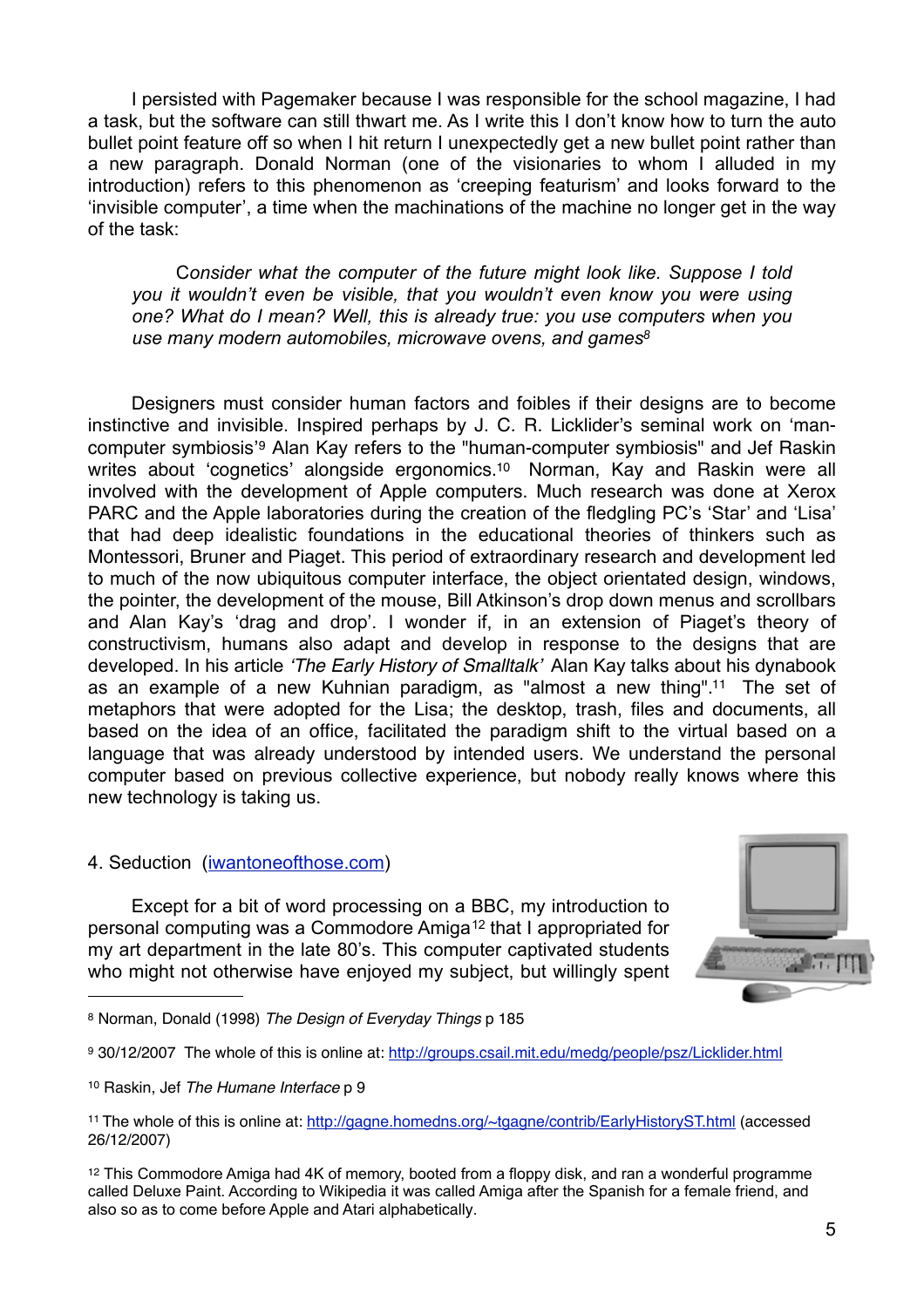I persisted with Pagemaker because I was responsible for the school magazine, I had a task, but the software can still thwart me. As I write this I don't know how to turn the auto bullet point feature off so when I hit return I unexpectedly get a new bullet point rather than a new paragraph. Donald Norman (one of the visionaries to whom I alluded in my introduction) refers to this phenomenon as 'creeping featurism' and looks forward to the 'invisible computer', a time when the machinations of the machine no longer get in the way of the task:

> *Consider what the computer of the future might look like. Suppose I told you it wouldn't even be visible, that you wouldn't even know you were using one? What do I mean? Well, this is already true: you use computers when you use many modern automobiles, microwave ovens, and games*[8]

Designers must consider human factors and foibles if their designs are to become instinctive and invisible. Inspired perhaps by J. C. R. Licklider's seminal work on 'man-computer symbiosis'[9] Alan Kay refers to the "human-computer symbiosis" and Jef Raskin writes about 'cognetics' alongside ergonomics.[10] Norman, Kay and Raskin were all involved with the development of Apple computers. Much research was done at Xerox PARC and the Apple laboratories during the creation of the fledgling PC's 'Star' and 'Lisa' that had deep idealistic foundations in the educational theories of thinkers such as Montessori, Bruner and Piaget. This period of extraordinary research and development led to much of the now ubiquitous computer interface, the object orientated design, windows, the pointer, the development of the mouse, Bill Atkinson's drop down menus and scrollbars and Alan Kay's 'drag and drop'. I wonder if, in an extension of Piaget's theory of constructivism, humans also adapt and develop in response to the designs that are developed. In his article *'The Early History of Smalltalk'* Alan Kay talks about his dynabook as an example of a new Kuhnian paradigm, as "almost a new thing".[11] The set of metaphors that were adopted for the Lisa; the desktop, trash, files and documents, all based on the idea of an office, facilitated the paradigm shift to the virtual based on a language that was already understood by intended users. We understand the personal computer based on previous collective experience, but nobody really knows where this new technology is taking us.

4. Seduction (iwantoneofthose.com)

Except for a bit of word processing on a BBC, my introduction to personal computing was a Commodore Amiga[12] that I appropriated for my art department in the late 80's. This computer captivated students who might not otherwise have enjoyed my subject, but willingly spent

---

[8] Norman, Donald (1998) *The Design of Everyday Things* p 185

[9] 30/12/2007 The whole of this is online at: http://groups.csail.mit.edu/medg/people/psz/Licklider.html

[10] Raskin, Jef *The Humane Interface* p 9

[11] The whole of this is online at: http://gagne.homedns.org/~tgagne/contrib/EarlyHistoryST.html (accessed 26/12/2007)

[12] This Commodore Amiga had 4K of memory, booted from a floppy disk, and ran a wonderful programme called Deluxe Paint. According to Wikipedia it was called Amiga after the Spanish for a female friend, and also so as to come before Apple and Atari alphabetically.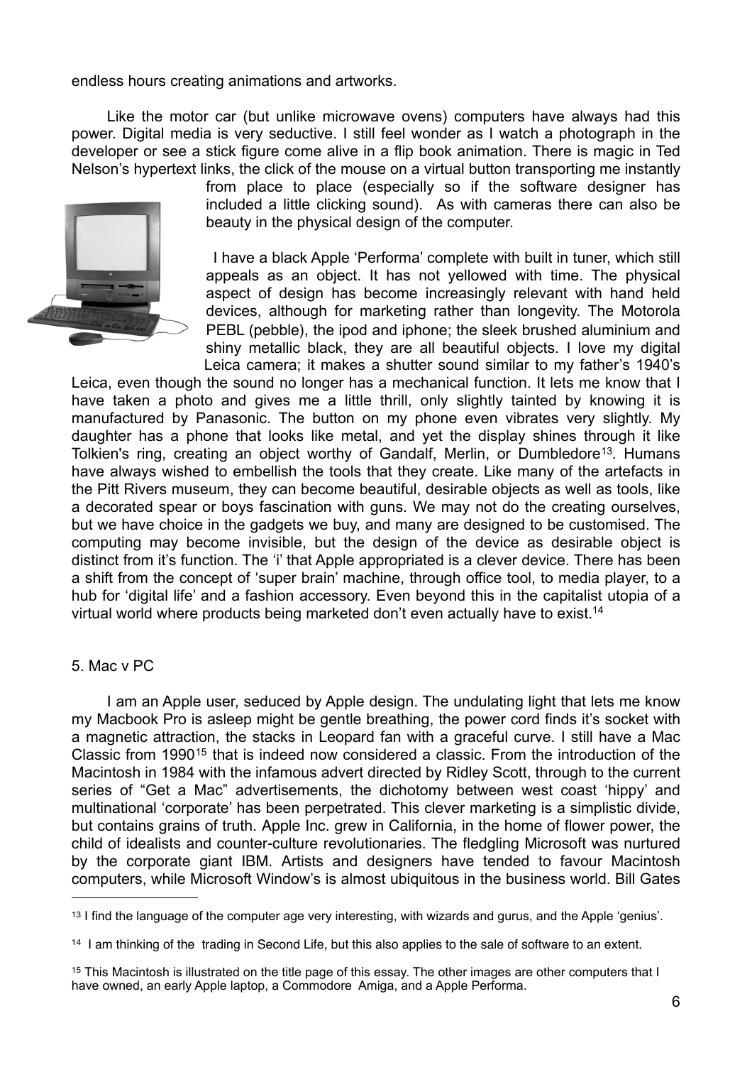endless hours creating animations and artworks.

Like the motor car (but unlike microwave ovens) computers have always had this power. Digital media is very seductive. I still feel wonder as I watch a photograph in the developer or see a stick figure come alive in a flip book animation. There is magic in Ted Nelson's hypertext links, the click of the mouse on a virtual button transporting me instantly from place to place (especially so if the software designer has included a little clicking sound). As with cameras there can also be beauty in the physical design of the computer.

I have a black Apple 'Performa' complete with built in tuner, which still appeals as an object. It has not yellowed with time. The physical aspect of design has become increasingly relevant with hand held devices, although for marketing rather than longevity. The Motorola PEBL (pebble), the ipod and iphone; the sleek brushed aluminium and shiny metallic black, they are all beautiful objects. I love my digital Leica camera; it makes a shutter sound similar to my father's 1940's Leica, even though the sound no longer has a mechanical function. It lets me know that I have taken a photo and gives me a little thrill, only slightly tainted by knowing it is manufactured by Panasonic. The button on my phone even vibrates very slightly. My daughter has a phone that looks like metal, and yet the display shines through it like Tolkien's ring, creating an object worthy of Gandalf, Merlin, or Dumbledore[13]. Humans have always wished to embellish the tools that they create. Like many of the artefacts in the Pitt Rivers museum, they can become beautiful, desirable objects as well as tools, like a decorated spear or boys fascination with guns. We may not do the creating ourselves, but we have choice in the gadgets we buy, and many are designed to be customised. The computing may become invisible, but the design of the device as desirable object is distinct from it's function. The 'i' that Apple appropriated is a clever device. There has been a shift from the concept of 'super brain' machine, through office tool, to media player, to a hub for 'digital life' and a fashion accessory. Even beyond this in the capitalist utopia of a virtual world where products being marketed don't even actually have to exist.[14]

## 5. Mac v PC

I am an Apple user, seduced by Apple design. The undulating light that lets me know my Macbook Pro is asleep might be gentle breathing, the power cord finds it's socket with a magnetic attraction, the stacks in Leopard fan with a graceful curve. I still have a Mac Classic from 1990[15] that is indeed now considered a classic. From the introduction of the Macintosh in 1984 with the infamous advert directed by Ridley Scott, through to the current series of "Get a Mac" advertisements, the dichotomy between west coast 'hippy' and multinational 'corporate' has been perpetrated. This clever marketing is a simplistic divide, but contains grains of truth. Apple Inc. grew in California, in the home of flower power, the child of idealists and counter-culture revolutionaries. The fledgling Microsoft was nurtured by the corporate giant IBM. Artists and designers have tended to favour Macintosh computers, while Microsoft Window's is almost ubiquitous in the business world. Bill Gates

---

[13] I find the language of the computer age very interesting, with wizards and gurus, and the Apple 'genius'.

[14] I am thinking of the trading in Second Life, but this also applies to the sale of software to an extent.

[15] This Macintosh is illustrated on the title page of this essay. The other images are other computers that I have owned, an early Apple laptop, a Commodore Amiga, and a Apple Performa.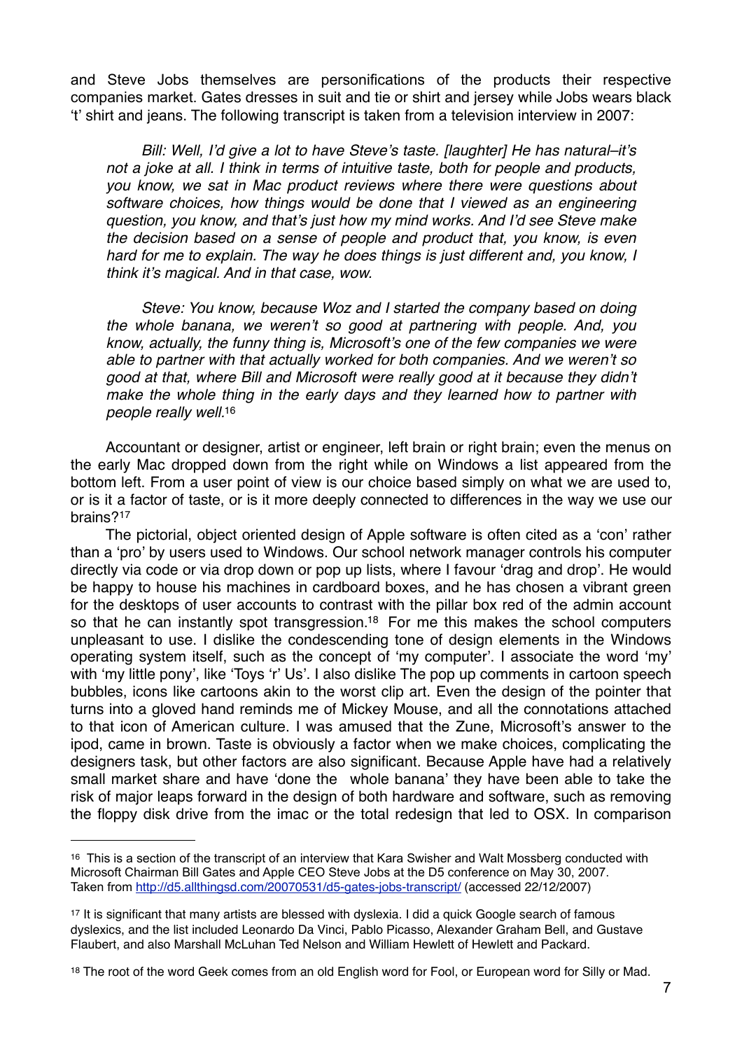and Steve Jobs themselves are personifications of the products their respective companies market. Gates dresses in suit and tie or shirt and jersey while Jobs wears black 't' shirt and jeans. The following transcript is taken from a television interview in 2007:

> *Bill: Well, I'd give a lot to have Steve's taste. [laughter] He has natural–it's not a joke at all. I think in terms of intuitive taste, both for people and products, you know, we sat in Mac product reviews where there were questions about software choices, how things would be done that I viewed as an engineering question, you know, and that's just how my mind works. And I'd see Steve make the decision based on a sense of people and product that, you know, is even hard for me to explain. The way he does things is just different and, you know, I think it's magical. And in that case, wow.*
>
> *Steve: You know, because Woz and I started the company based on doing the whole banana, we weren't so good at partnering with people. And, you know, actually, the funny thing is, Microsoft's one of the few companies we were able to partner with that actually worked for both companies. And we weren't so good at that, where Bill and Microsoft were really good at it because they didn't make the whole thing in the early days and they learned how to partner with people really well.*[16]

Accountant or designer, artist or engineer, left brain or right brain; even the menus on the early Mac dropped down from the right while on Windows a list appeared from the bottom left. From a user point of view is our choice based simply on what we are used to, or is it a factor of taste, or is it more deeply connected to differences in the way we use our brains?[17]

The pictorial, object oriented design of Apple software is often cited as a 'con' rather than a 'pro' by users used to Windows. Our school network manager controls his computer directly via code or via drop down or pop up lists, where I favour 'drag and drop'. He would be happy to house his machines in cardboard boxes, and he has chosen a vibrant green for the desktops of user accounts to contrast with the pillar box red of the admin account so that he can instantly spot transgression.[18] For me this makes the school computers unpleasant to use. I dislike the condescending tone of design elements in the Windows operating system itself, such as the concept of 'my computer'. I associate the word 'my' with 'my little pony', like 'Toys 'r' Us'. I also dislike The pop up comments in cartoon speech bubbles, icons like cartoons akin to the worst clip art. Even the design of the pointer that turns into a gloved hand reminds me of Mickey Mouse, and all the connotations attached to that icon of American culture. I was amused that the Zune, Microsoft's answer to the ipod, came in brown. Taste is obviously a factor when we make choices, complicating the designers task, but other factors are also significant. Because Apple have had a relatively small market share and have 'done the whole banana' they have been able to take the risk of major leaps forward in the design of both hardware and software, such as removing the floppy disk drive from the imac or the total redesign that led to OSX. In comparison

---

[16] This is a section of the transcript of an interview that Kara Swisher and Walt Mossberg conducted with Microsoft Chairman Bill Gates and Apple CEO Steve Jobs at the D5 conference on May 30, 2007. Taken from http://d5.allthingsd.com/20070531/d5-gates-jobs-transcript/ (accessed 22/12/2007)

[17] It is significant that many artists are blessed with dyslexia. I did a quick Google search of famous dyslexics, and the list included Leonardo Da Vinci, Pablo Picasso, Alexander Graham Bell, and Gustave Flaubert, and also Marshall McLuhan Ted Nelson and William Hewlett of Hewlett and Packard.

[18] The root of the word Geek comes from an old English word for Fool, or European word for Silly or Mad.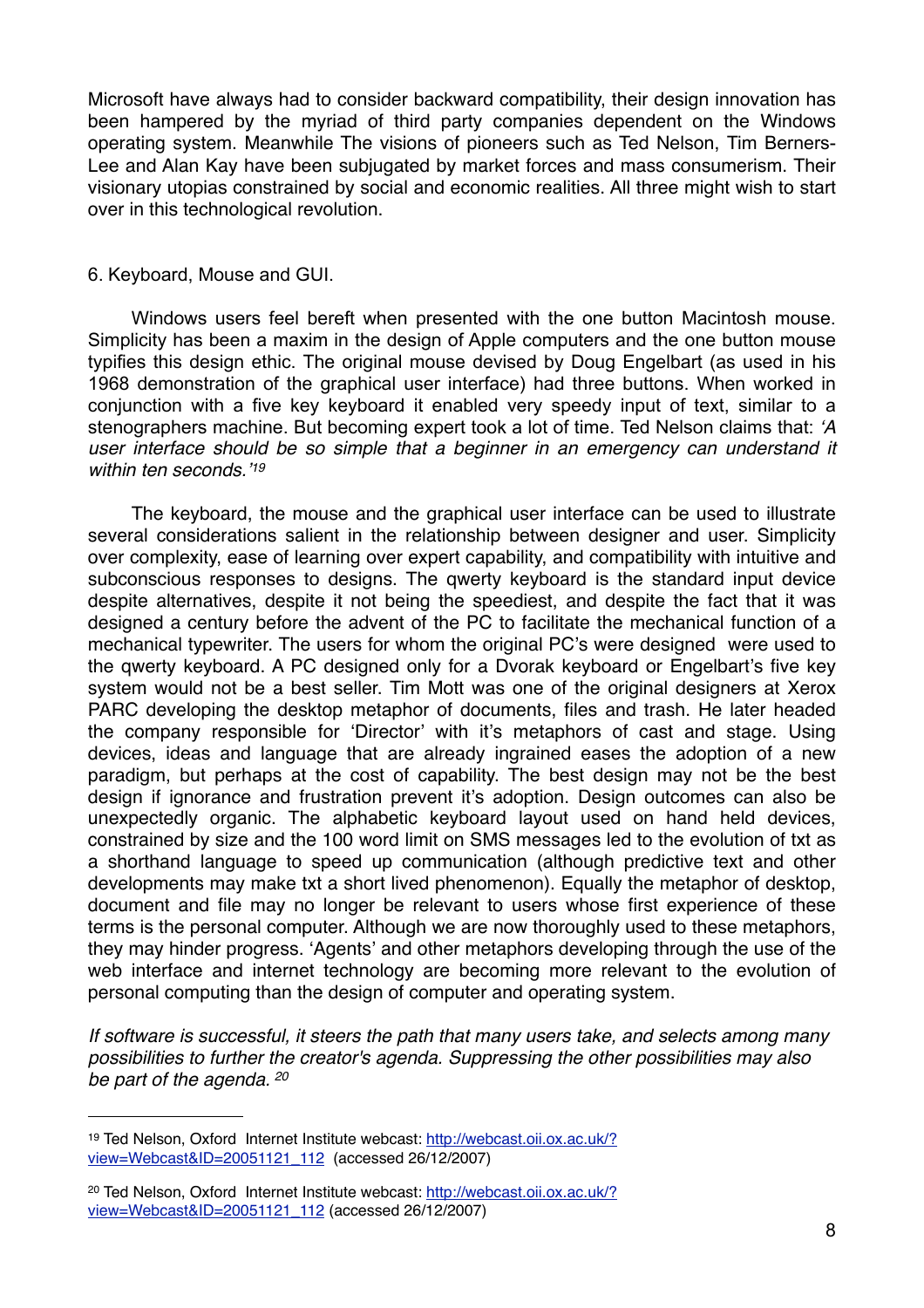Microsoft have always had to consider backward compatibility, their design innovation has been hampered by the myriad of third party companies dependent on the Windows operating system. Meanwhile The visions of pioneers such as Ted Nelson, Tim Berners-Lee and Alan Kay have been subjugated by market forces and mass consumerism. Their visionary utopias constrained by social and economic realities. All three might wish to start over in this technological revolution.

## 6. Keyboard, Mouse and GUI.

Windows users feel bereft when presented with the one button Macintosh mouse. Simplicity has been a maxim in the design of Apple computers and the one button mouse typifies this design ethic. The original mouse devised by Doug Engelbart (as used in his 1968 demonstration of the graphical user interface) had three buttons. When worked in conjunction with a five key keyboard it enabled very speedy input of text, similar to a stenographers machine. But becoming expert took a lot of time. Ted Nelson claims that: *'A user interface should be so simple that a beginner in an emergency can understand it within ten seconds.'*[19]

The keyboard, the mouse and the graphical user interface can be used to illustrate several considerations salient in the relationship between designer and user. Simplicity over complexity, ease of learning over expert capability, and compatibility with intuitive and subconscious responses to designs. The qwerty keyboard is the standard input device despite alternatives, despite it not being the speediest, and despite the fact that it was designed a century before the advent of the PC to facilitate the mechanical function of a mechanical typewriter. The users for whom the original PC's were designed were used to the qwerty keyboard. A PC designed only for a Dvorak keyboard or Engelbart's five key system would not be a best seller. Tim Mott was one of the original designers at Xerox PARC developing the desktop metaphor of documents, files and trash. He later headed the company responsible for 'Director' with it's metaphors of cast and stage. Using devices, ideas and language that are already ingrained eases the adoption of a new paradigm, but perhaps at the cost of capability. The best design may not be the best design if ignorance and frustration prevent it's adoption. Design outcomes can also be unexpectedly organic. The alphabetic keyboard layout used on hand held devices, constrained by size and the 100 word limit on SMS messages led to the evolution of txt as a shorthand language to speed up communication (although predictive text and other developments may make txt a short lived phenomenon). Equally the metaphor of desktop, document and file may no longer be relevant to users whose first experience of these terms is the personal computer. Although we are now thoroughly used to these metaphors, they may hinder progress. 'Agents' and other metaphors developing through the use of the web interface and internet technology are becoming more relevant to the evolution of personal computing than the design of computer and operating system.

*If software is successful, it steers the path that many users take, and selects among many possibilities to further the creator's agenda. Suppressing the other possibilities may also be part of the agenda.* [20]

---

[19] Ted Nelson, Oxford Internet Institute webcast: http://webcast.oii.ox.ac.uk/?view=Webcast&ID=20051121_112 (accessed 26/12/2007)

[20] Ted Nelson, Oxford Internet Institute webcast: http://webcast.oii.ox.ac.uk/?view=Webcast&ID=20051121_112 (accessed 26/12/2007)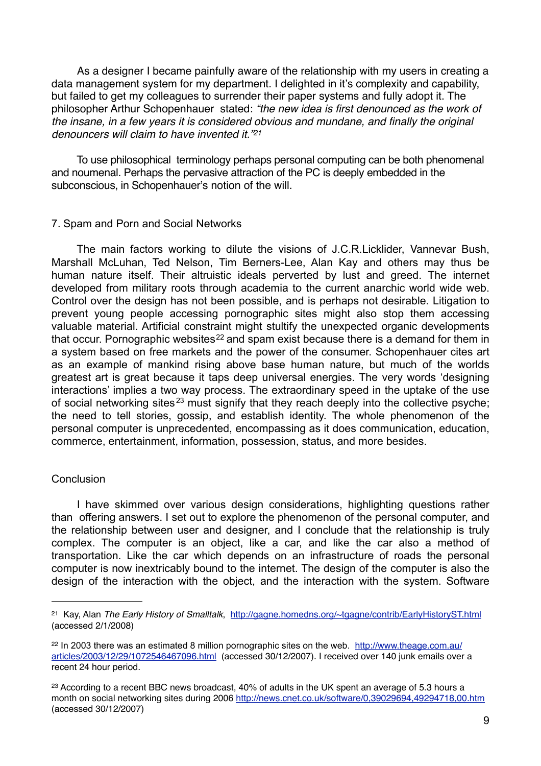As a designer I became painfully aware of the relationship with my users in creating a data management system for my department. I delighted in it's complexity and capability, but failed to get my colleagues to surrender their paper systems and fully adopt it. The philosopher Arthur Schopenhauer stated: *"the new idea is first denounced as the work of the insane, in a few years it is considered obvious and mundane, and finally the original denouncers will claim to have invented it."*[21]

To use philosophical terminology perhaps personal computing can be both phenomenal and noumenal. Perhaps the pervasive attraction of the PC is deeply embedded in the subconscious, in Schopenhauer's notion of the will.

## 7. Spam and Porn and Social Networks

The main factors working to dilute the visions of J.C.R.Licklider, Vannevar Bush, Marshall McLuhan, Ted Nelson, Tim Berners-Lee, Alan Kay and others may thus be human nature itself. Their altruistic ideals perverted by lust and greed. The internet developed from military roots through academia to the current anarchic world wide web. Control over the design has not been possible, and is perhaps not desirable. Litigation to prevent young people accessing pornographic sites might also stop them accessing valuable material. Artificial constraint might stultify the unexpected organic developments that occur. Pornographic websites[22] and spam exist because there is a demand for them in a system based on free markets and the power of the consumer. Schopenhauer cites art as an example of mankind rising above base human nature, but much of the worlds greatest art is great because it taps deep universal energies. The very words 'designing interactions' implies a two way process. The extraordinary speed in the uptake of the use of social networking sites[23] must signify that they reach deeply into the collective psyche; the need to tell stories, gossip, and establish identity. The whole phenomenon of the personal computer is unprecedented, encompassing as it does communication, education, commerce, entertainment, information, possession, status, and more besides.

## Conclusion

I have skimmed over various design considerations, highlighting questions rather than offering answers. I set out to explore the phenomenon of the personal computer, and the relationship between user and designer, and I conclude that the relationship is truly complex. The computer is an object, like a car, and like the car also a method of transportation. Like the car which depends on an infrastructure of roads the personal computer is now inextricably bound to the internet. The design of the computer is also the design of the interaction with the object, and the interaction with the system. Software

---

[21] Kay, Alan *The Early History of Smalltalk*, http://gagne.homedns.org/~tgagne/contrib/EarlyHistoryST.html (accessed 2/1/2008)

[22] In 2003 there was an estimated 8 million pornographic sites on the web. http://www.theage.com.au/articles/2003/12/29/1072546467096.html (accessed 30/12/2007). I received over 140 junk emails over a recent 24 hour period.

[23] According to a recent BBC news broadcast, 40% of adults in the UK spent an average of 5.3 hours a month on social networking sites during 2006 http://news.cnet.co.uk/software/0,39029694,49294718,00.htm (accessed 30/12/2007)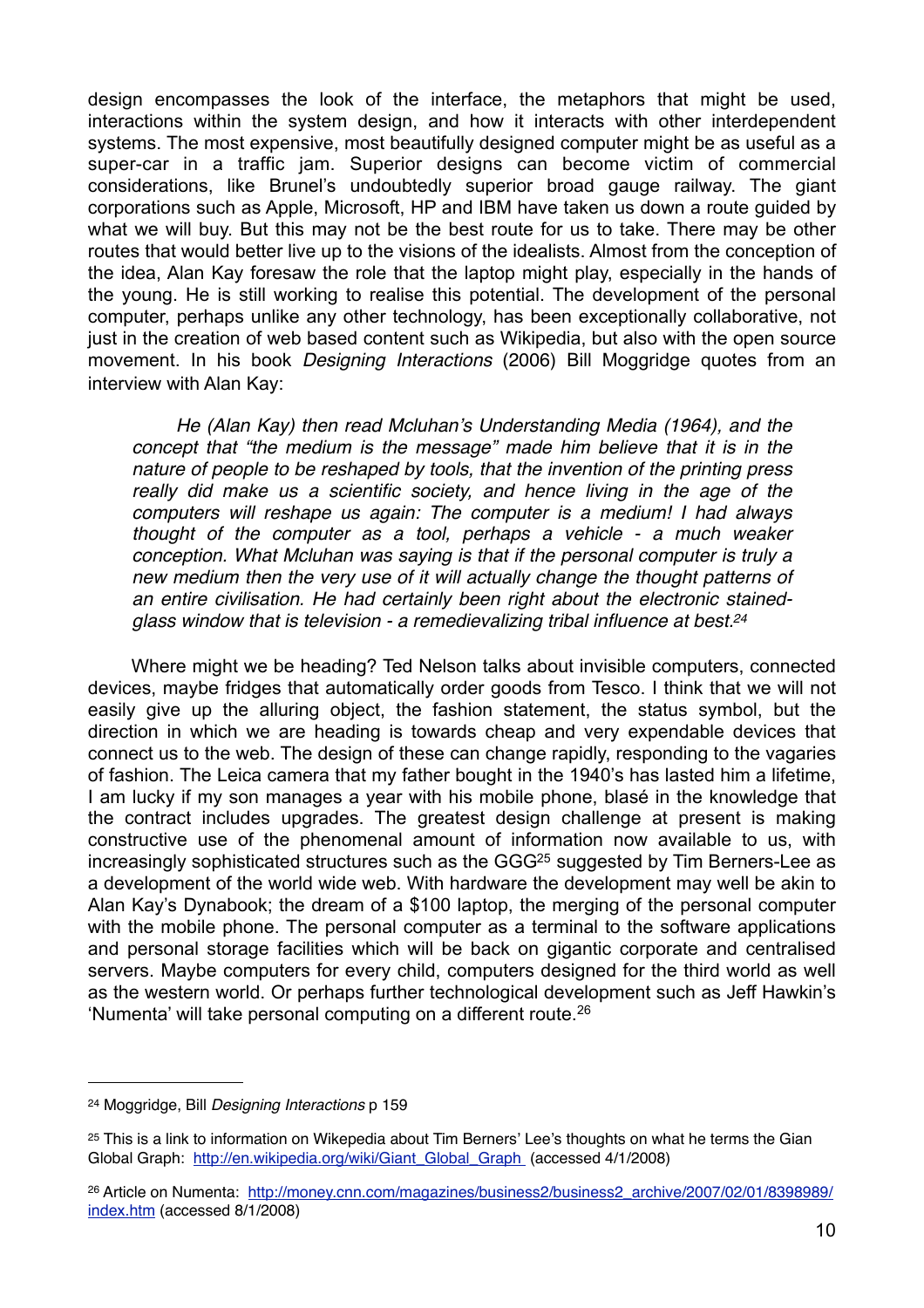design encompasses the look of the interface, the metaphors that might be used, interactions within the system design, and how it interacts with other interdependent systems. The most expensive, most beautifully designed computer might be as useful as a super-car in a traffic jam. Superior designs can become victim of commercial considerations, like Brunel's undoubtedly superior broad gauge railway. The giant corporations such as Apple, Microsoft, HP and IBM have taken us down a route guided by what we will buy. But this may not be the best route for us to take. There may be other routes that would better live up to the visions of the idealists. Almost from the conception of the idea, Alan Kay foresaw the role that the laptop might play, especially in the hands of the young. He is still working to realise this potential. The development of the personal computer, perhaps unlike any other technology, has been exceptionally collaborative, not just in the creation of web based content such as Wikipedia, but also with the open source movement. In his book *Designing Interactions* (2006) Bill Moggridge quotes from an interview with Alan Kay:

> *He (Alan Kay) then read Mcluhan's Understanding Media (1964), and the concept that "the medium is the message" made him believe that it is in the nature of people to be reshaped by tools, that the invention of the printing press really did make us a scientific society, and hence living in the age of the computers will reshape us again: The computer is a medium! I had always thought of the computer as a tool, perhaps a vehicle - a much weaker conception. What Mcluhan was saying is that if the personal computer is truly a new medium then the very use of it will actually change the thought patterns of an entire civilisation. He had certainly been right about the electronic stained-glass window that is television - a remedievalizing tribal influence at best.*[24]

Where might we be heading? Ted Nelson talks about invisible computers, connected devices, maybe fridges that automatically order goods from Tesco. I think that we will not easily give up the alluring object, the fashion statement, the status symbol, but the direction in which we are heading is towards cheap and very expendable devices that connect us to the web. The design of these can change rapidly, responding to the vagaries of fashion. The Leica camera that my father bought in the 1940's has lasted him a lifetime, I am lucky if my son manages a year with his mobile phone, blasé in the knowledge that the contract includes upgrades. The greatest design challenge at present is making constructive use of the phenomenal amount of information now available to us, with increasingly sophisticated structures such as the GGG[25] suggested by Tim Berners-Lee as a development of the world wide web. With hardware the development may well be akin to Alan Kay's Dynabook; the dream of a $100 laptop, the merging of the personal computer with the mobile phone. The personal computer as a terminal to the software applications and personal storage facilities which will be back on gigantic corporate and centralised servers. Maybe computers for every child, computers designed for the third world as well as the western world. Or perhaps further technological development such as Jeff Hawkin's 'Numenta' will take personal computing on a different route.[26]

---

[24] Moggridge, Bill *Designing Interactions* p 159

[25] This is a link to information on Wikepedia about Tim Berners' Lee's thoughts on what he terms the Gian Global Graph: http://en.wikipedia.org/wiki/Giant_Global_Graph (accessed 4/1/2008)

[26] Article on Numenta: http://money.cnn.com/magazines/business2/business2_archive/2007/02/01/8398989/index.htm (accessed 8/1/2008)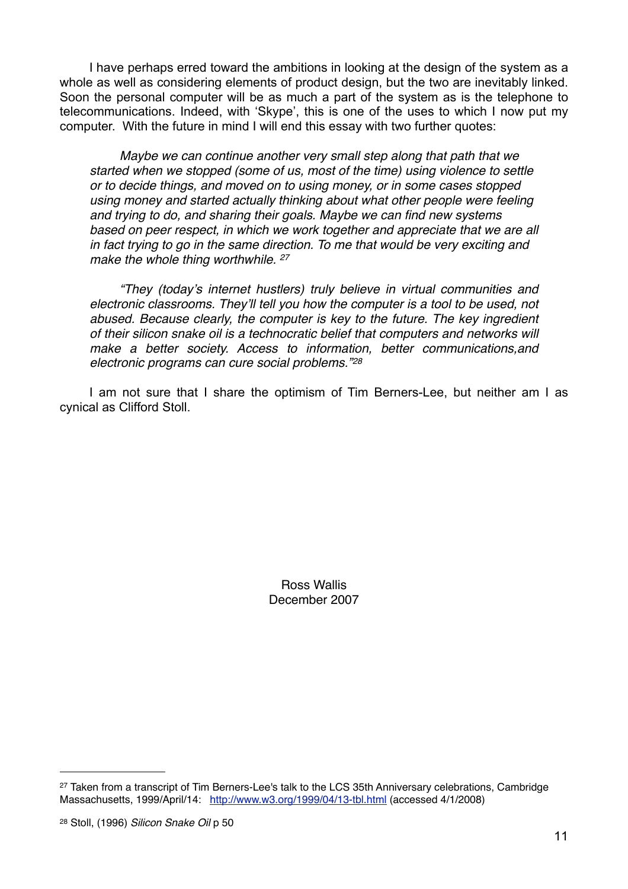I have perhaps erred toward the ambitions in looking at the design of the system as a whole as well as considering elements of product design, but the two are inevitably linked. Soon the personal computer will be as much a part of the system as is the telephone to telecommunications. Indeed, with 'Skype', this is one of the uses to which I now put my computer. With the future in mind I will end this essay with two further quotes:

> *Maybe we can continue another very small step along that path that we started when we stopped (some of us, most of the time) using violence to settle or to decide things, and moved on to using money, or in some cases stopped using money and started actually thinking about what other people were feeling and trying to do, and sharing their goals. Maybe we can find new systems based on peer respect, in which we work together and appreciate that we are all in fact trying to go in the same direction. To me that would be very exciting and make the whole thing worthwhile.* [27]

> *"They (today's internet hustlers) truly believe in virtual communities and electronic classrooms. They'll tell you how the computer is a tool to be used, not abused. Because clearly, the computer is key to the future. The key ingredient of their silicon snake oil is a technocratic belief that computers and networks will make a better society. Access to information, better communications,and electronic programs can cure social problems."*[28]

I am not sure that I share the optimism of Tim Berners-Lee, but neither am I as cynical as Clifford Stoll.

Ross Wallis
December 2007

---

[27] Taken from a transcript of Tim Berners-Lee's talk to the LCS 35th Anniversary celebrations, Cambridge Massachusetts, 1999/April/14: http://www.w3.org/1999/04/13-tbl.html (accessed 4/1/2008)

[28] Stoll, (1996) *Silicon Snake Oil* p 50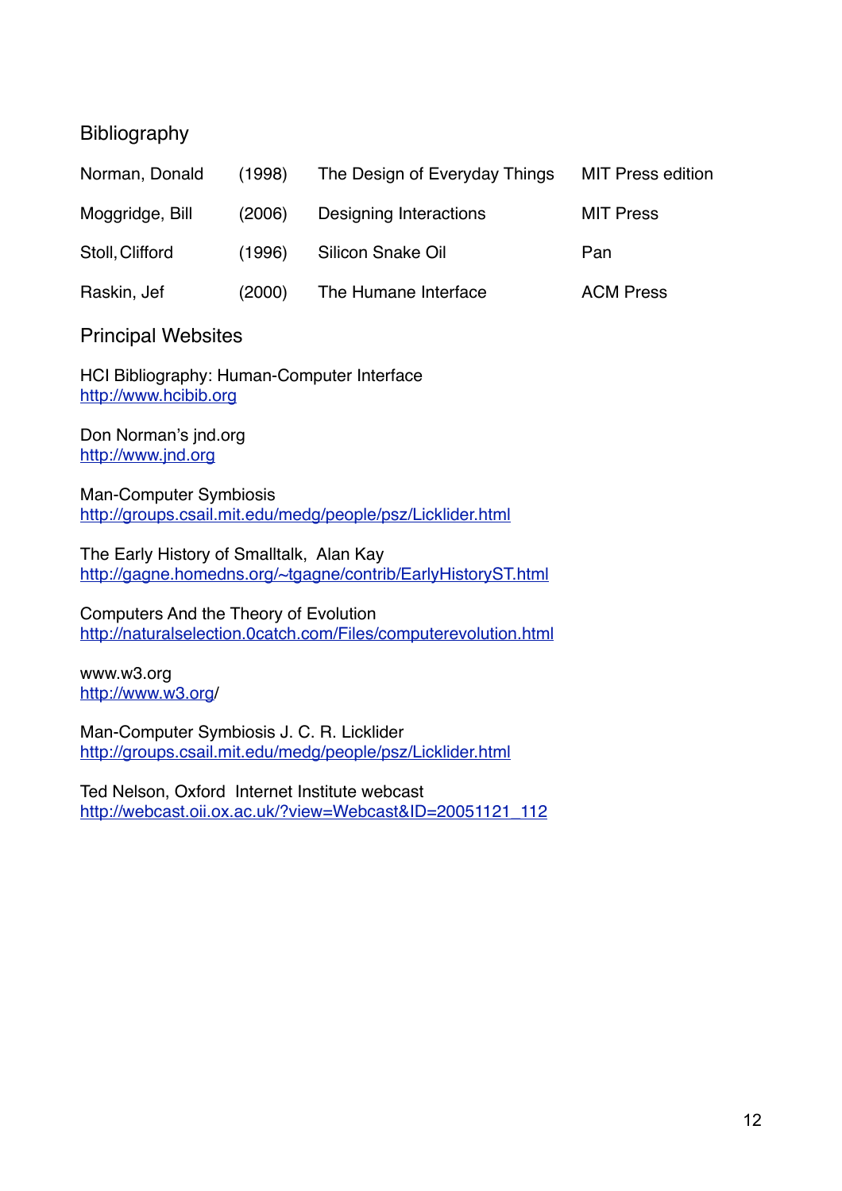## Bibliography

| | | | |
|---|---|---|---|
| Norman, Donald | (1998) | The Design of Everyday Things | MIT Press edition |
| Moggridge, Bill | (2006) | Designing Interactions | MIT Press |
| Stoll, Clifford | (1996) | Silicon Snake Oil | Pan |
| Raskin, Jef | (2000) | The Humane Interface | ACM Press |

## Principal Websites

HCI Bibliography: Human-Computer Interface
http://www.hcibib.org

Don Norman's jnd.org
http://www.jnd.org

Man-Computer Symbiosis
http://groups.csail.mit.edu/medg/people/psz/Licklider.html

The Early History of Smalltalk, Alan Kay
http://gagne.homedns.org/~tgagne/contrib/EarlyHistoryST.html

Computers And the Theory of Evolution
http://naturalselection.0catch.com/Files/computerevolution.html

www.w3.org
http://www.w3.org/

Man-Computer Symbiosis J. C. R. Licklider
http://groups.csail.mit.edu/medg/people/psz/Licklider.html

Ted Nelson, Oxford Internet Institute webcast
http://webcast.oii.ox.ac.uk/?view=Webcast&ID=20051121_112